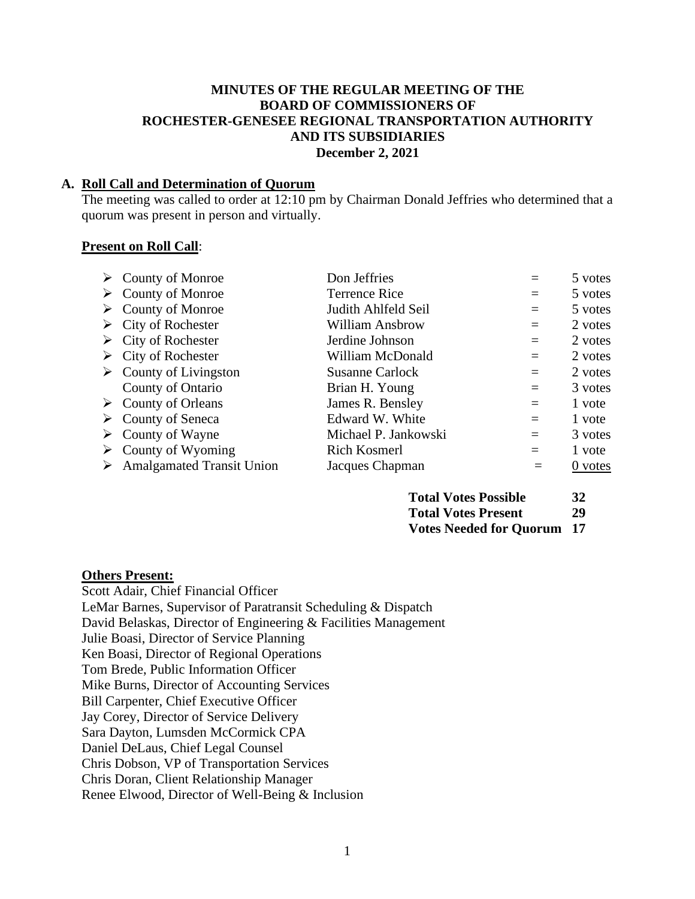# MINUTES OF THE REGULAR MEETING OF THE BOARD OF COMMISSIONERS OF ROCHESTER-GENESEE REGIONAL TRANSPORTATION AUTHORITY AND ITS SUBSIDIARIES

**December 2, 2021**

## A. Roll Call and Determination of Quorum

The meeting was called to order at 12:10 pm by Chairman Donald Jeffries who determined that a quorum was present in person and virtually.

**Present on Roll Call**:

| | | | |
|---|---|---|---|
| ➢ County of Monroe | Don Jeffries | = | 5 votes |
| ➢ County of Monroe | Terrence Rice | = | 5 votes |
| ➢ County of Monroe | Judith Ahlfeld Seil | = | 5 votes |
| ➢ City of Rochester | William Ansbrow | = | 2 votes |
| ➢ City of Rochester | Jerdine Johnson | = | 2 votes |
| ➢ City of Rochester | William McDonald | = | 2 votes |
| ➢ County of Livingston | Susanne Carlock | = | 2 votes |
| County of Ontario | Brian H. Young | = | 3 votes |
| ➢ County of Orleans | James R. Bensley | = | 1 vote |
| ➢ County of Seneca | Edward W. White | = | 1 vote |
| ➢ County of Wayne | Michael P. Jankowski | = | 3 votes |
| ➢ County of Wyoming | Rich Kosmerl | = | 1 vote |
| ➢ Amalgamated Transit Union | Jacques Chapman | = | 0 votes |

| | |
|---|---|
| **Total Votes Possible** | **32** |
| **Total Votes Present** | **29** |
| **Votes Needed for Quorum** | **17** |

**Others Present:**

Scott Adair, Chief Financial Officer
LeMar Barnes, Supervisor of Paratransit Scheduling & Dispatch
David Belaskas, Director of Engineering & Facilities Management
Julie Boasi, Director of Service Planning
Ken Boasi, Director of Regional Operations
Tom Brede, Public Information Officer
Mike Burns, Director of Accounting Services
Bill Carpenter, Chief Executive Officer
Jay Corey, Director of Service Delivery
Sara Dayton, Lumsden McCormick CPA
Daniel DeLaus, Chief Legal Counsel
Chris Dobson, VP of Transportation Services
Chris Doran, Client Relationship Manager
Renee Elwood, Director of Well-Being & Inclusion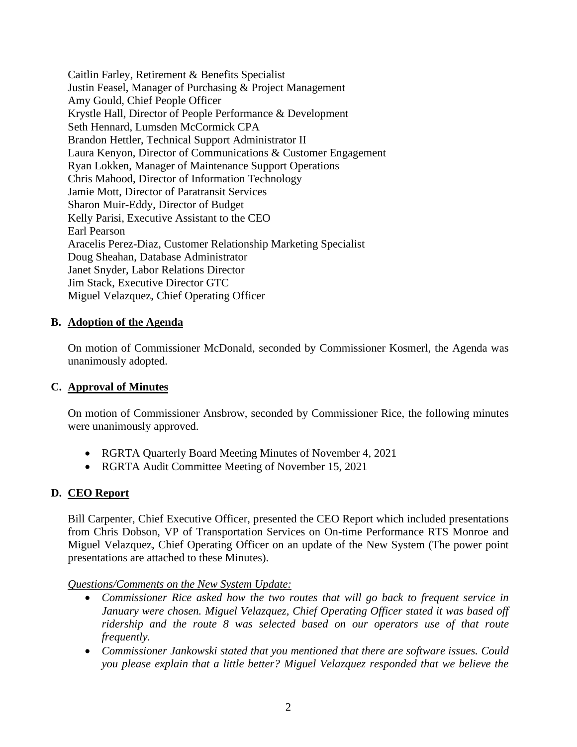Caitlin Farley, Retirement & Benefits Specialist
Justin Feasel, Manager of Purchasing & Project Management
Amy Gould, Chief People Officer
Krystle Hall, Director of People Performance & Development
Seth Hennard, Lumsden McCormick CPA
Brandon Hettler, Technical Support Administrator II
Laura Kenyon, Director of Communications & Customer Engagement
Ryan Lokken, Manager of Maintenance Support Operations
Chris Mahood, Director of Information Technology
Jamie Mott, Director of Paratransit Services
Sharon Muir-Eddy, Director of Budget
Kelly Parisi, Executive Assistant to the CEO
Earl Pearson
Aracelis Perez-Diaz, Customer Relationship Marketing Specialist
Doug Sheahan, Database Administrator
Janet Snyder, Labor Relations Director
Jim Stack, Executive Director GTC
Miguel Velazquez, Chief Operating Officer

## B. Adoption of the Agenda

On motion of Commissioner McDonald, seconded by Commissioner Kosmerl, the Agenda was unanimously adopted.

## C. Approval of Minutes

On motion of Commissioner Ansbrow, seconded by Commissioner Rice, the following minutes were unanimously approved.

- RGRTA Quarterly Board Meeting Minutes of November 4, 2021
- RGRTA Audit Committee Meeting of November 15, 2021

## D. CEO Report

Bill Carpenter, Chief Executive Officer, presented the CEO Report which included presentations from Chris Dobson, VP of Transportation Services on On-time Performance RTS Monroe and Miguel Velazquez, Chief Operating Officer on an update of the New System (The power point presentations are attached to these Minutes).

*Questions/Comments on the New System Update:*

- *Commissioner Rice asked how the two routes that will go back to frequent service in January were chosen. Miguel Velazquez, Chief Operating Officer stated it was based off ridership and the route 8 was selected based on our operators use of that route frequently.*
- *Commissioner Jankowski stated that you mentioned that there are software issues. Could you please explain that a little better? Miguel Velazquez responded that we believe the*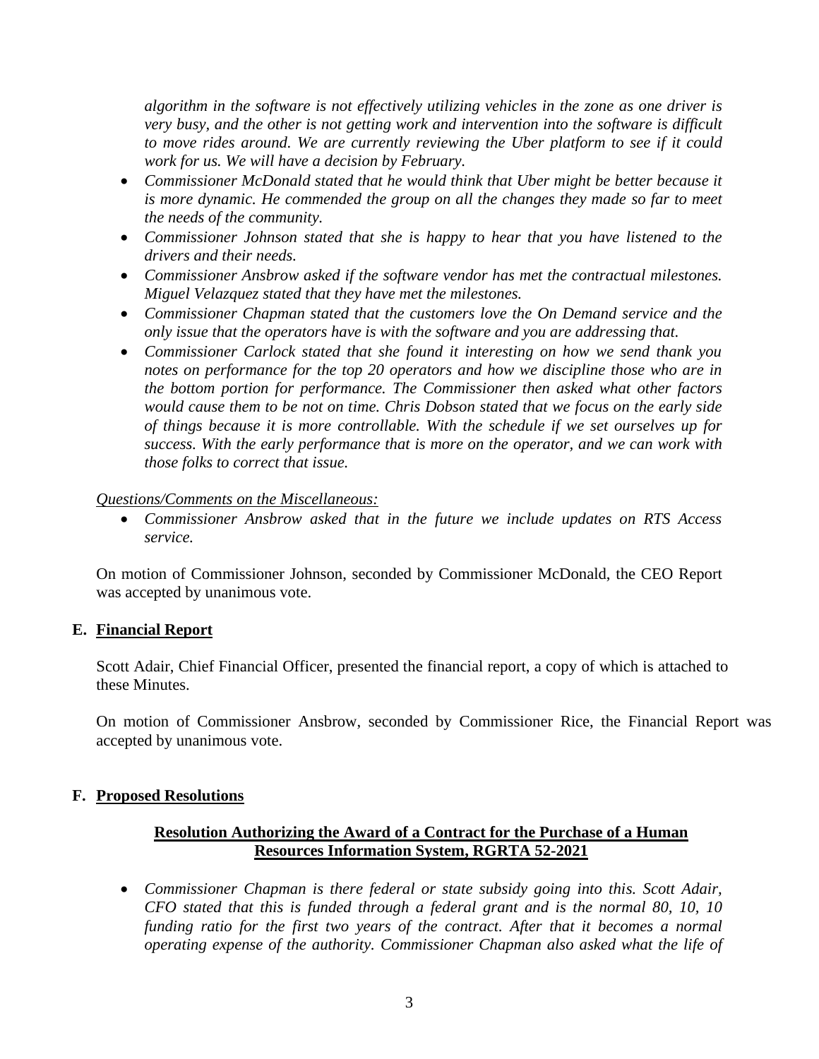*algorithm in the software is not effectively utilizing vehicles in the zone as one driver is very busy, and the other is not getting work and intervention into the software is difficult to move rides around. We are currently reviewing the Uber platform to see if it could work for us. We will have a decision by February.*

- *Commissioner McDonald stated that he would think that Uber might be better because it is more dynamic. He commended the group on all the changes they made so far to meet the needs of the community.*
- *Commissioner Johnson stated that she is happy to hear that you have listened to the drivers and their needs.*
- *Commissioner Ansbrow asked if the software vendor has met the contractual milestones. Miguel Velazquez stated that they have met the milestones.*
- *Commissioner Chapman stated that the customers love the On Demand service and the only issue that the operators have is with the software and you are addressing that.*
- *Commissioner Carlock stated that she found it interesting on how we send thank you notes on performance for the top 20 operators and how we discipline those who are in the bottom portion for performance. The Commissioner then asked what other factors would cause them to be not on time. Chris Dobson stated that we focus on the early side of things because it is more controllable. With the schedule if we set ourselves up for success. With the early performance that is more on the operator, and we can work with those folks to correct that issue.*

*Questions/Comments on the Miscellaneous:*

- *Commissioner Ansbrow asked that in the future we include updates on RTS Access service.*

On motion of Commissioner Johnson, seconded by Commissioner McDonald, the CEO Report was accepted by unanimous vote.

## E. Financial Report

Scott Adair, Chief Financial Officer, presented the financial report, a copy of which is attached to these Minutes.

On motion of Commissioner Ansbrow, seconded by Commissioner Rice, the Financial Report was accepted by unanimous vote.

## F. Proposed Resolutions

### Resolution Authorizing the Award of a Contract for the Purchase of a Human Resources Information System, RGRTA 52-2021

- *Commissioner Chapman is there federal or state subsidy going into this. Scott Adair, CFO stated that this is funded through a federal grant and is the normal 80, 10, 10 funding ratio for the first two years of the contract. After that it becomes a normal operating expense of the authority. Commissioner Chapman also asked what the life of*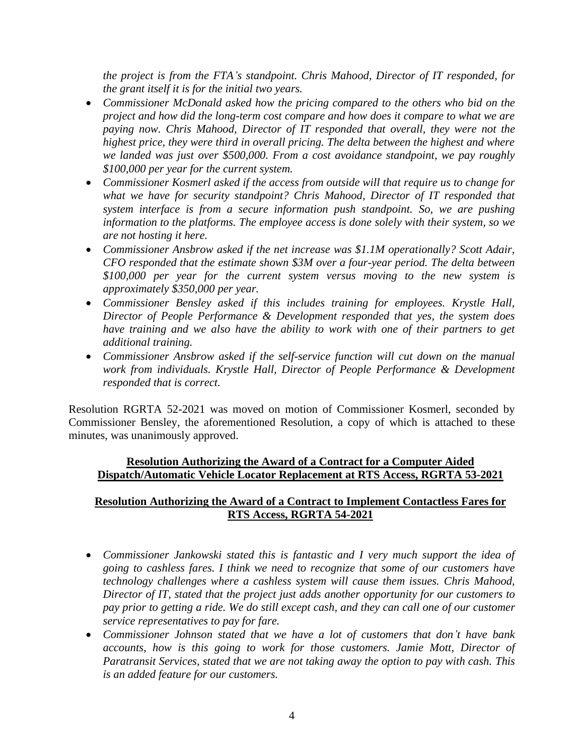*the project is from the FTA's standpoint. Chris Mahood, Director of IT responded, for the grant itself it is for the initial two years.*

- *Commissioner McDonald asked how the pricing compared to the others who bid on the project and how did the long-term cost compare and how does it compare to what we are paying now. Chris Mahood, Director of IT responded that overall, they were not the highest price, they were third in overall pricing. The delta between the highest and where we landed was just over $500,000. From a cost avoidance standpoint, we pay roughly $100,000 per year for the current system.*
- *Commissioner Kosmerl asked if the access from outside will that require us to change for what we have for security standpoint? Chris Mahood, Director of IT responded that system interface is from a secure information push standpoint. So, we are pushing information to the platforms. The employee access is done solely with their system, so we are not hosting it here.*
- *Commissioner Ansbrow asked if the net increase was $1.1M operationally? Scott Adair, CFO responded that the estimate shown $3M over a four-year period. The delta between $100,000 per year for the current system versus moving to the new system is approximately $350,000 per year.*
- *Commissioner Bensley asked if this includes training for employees. Krystle Hall, Director of People Performance & Development responded that yes, the system does have training and we also have the ability to work with one of their partners to get additional training.*
- *Commissioner Ansbrow asked if the self-service function will cut down on the manual work from individuals. Krystle Hall, Director of People Performance & Development responded that is correct.*

Resolution RGRTA 52-2021 was moved on motion of Commissioner Kosmerl, seconded by Commissioner Bensley, the aforementioned Resolution, a copy of which is attached to these minutes, was unanimously approved.

**Resolution Authorizing the Award of a Contract for a Computer Aided Dispatch/Automatic Vehicle Locator Replacement at RTS Access, RGRTA 53-2021**

**Resolution Authorizing the Award of a Contract to Implement Contactless Fares for RTS Access, RGRTA 54-2021**

- *Commissioner Jankowski stated this is fantastic and I very much support the idea of going to cashless fares. I think we need to recognize that some of our customers have technology challenges where a cashless system will cause them issues. Chris Mahood, Director of IT, stated that the project just adds another opportunity for our customers to pay prior to getting a ride. We do still except cash, and they can call one of our customer service representatives to pay for fare.*
- *Commissioner Johnson stated that we have a lot of customers that don't have bank accounts, how is this going to work for those customers. Jamie Mott, Director of Paratransit Services, stated that we are not taking away the option to pay with cash. This is an added feature for our customers.*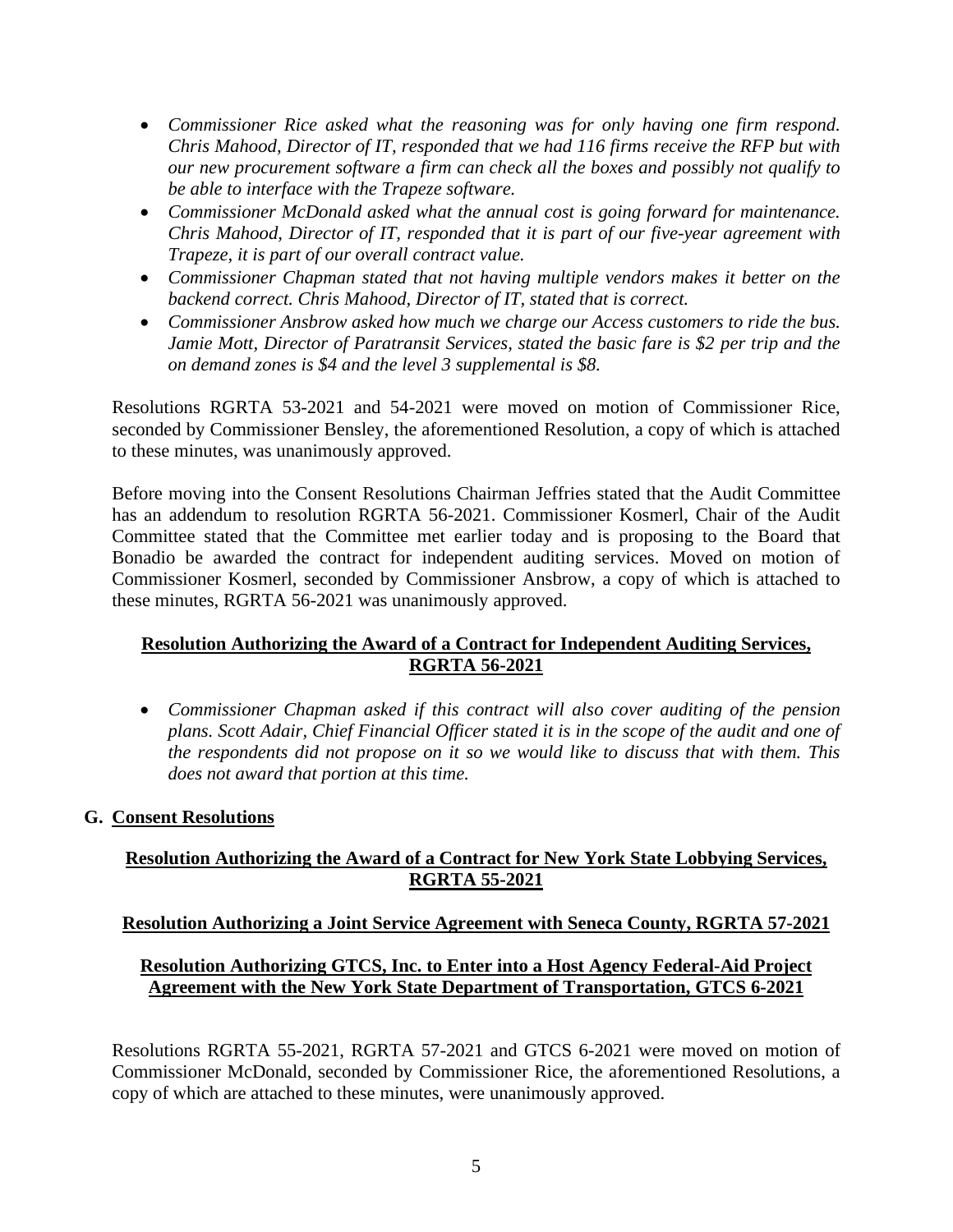- *Commissioner Rice asked what the reasoning was for only having one firm respond. Chris Mahood, Director of IT, responded that we had 116 firms receive the RFP but with our new procurement software a firm can check all the boxes and possibly not qualify to be able to interface with the Trapeze software.*
- *Commissioner McDonald asked what the annual cost is going forward for maintenance. Chris Mahood, Director of IT, responded that it is part of our five-year agreement with Trapeze, it is part of our overall contract value.*
- *Commissioner Chapman stated that not having multiple vendors makes it better on the backend correct. Chris Mahood, Director of IT, stated that is correct.*
- *Commissioner Ansbrow asked how much we charge our Access customers to ride the bus. Jamie Mott, Director of Paratransit Services, stated the basic fare is $2 per trip and the on demand zones is $4 and the level 3 supplemental is $8.*

Resolutions RGRTA 53-2021 and 54-2021 were moved on motion of Commissioner Rice, seconded by Commissioner Bensley, the aforementioned Resolution, a copy of which is attached to these minutes, was unanimously approved.

Before moving into the Consent Resolutions Chairman Jeffries stated that the Audit Committee has an addendum to resolution RGRTA 56-2021. Commissioner Kosmerl, Chair of the Audit Committee stated that the Committee met earlier today and is proposing to the Board that Bonadio be awarded the contract for independent auditing services. Moved on motion of Commissioner Kosmerl, seconded by Commissioner Ansbrow, a copy of which is attached to these minutes, RGRTA 56-2021 was unanimously approved.

**Resolution Authorizing the Award of a Contract for Independent Auditing Services, RGRTA 56-2021**

- *Commissioner Chapman asked if this contract will also cover auditing of the pension plans. Scott Adair, Chief Financial Officer stated it is in the scope of the audit and one of the respondents did not propose on it so we would like to discuss that with them. This does not award that portion at this time.*

## G. Consent Resolutions

**Resolution Authorizing the Award of a Contract for New York State Lobbying Services, RGRTA 55-2021**

**Resolution Authorizing a Joint Service Agreement with Seneca County, RGRTA 57-2021**

**Resolution Authorizing GTCS, Inc. to Enter into a Host Agency Federal-Aid Project Agreement with the New York State Department of Transportation, GTCS 6-2021**

Resolutions RGRTA 55-2021, RGRTA 57-2021 and GTCS 6-2021 were moved on motion of Commissioner McDonald, seconded by Commissioner Rice, the aforementioned Resolutions, a copy of which are attached to these minutes, were unanimously approved.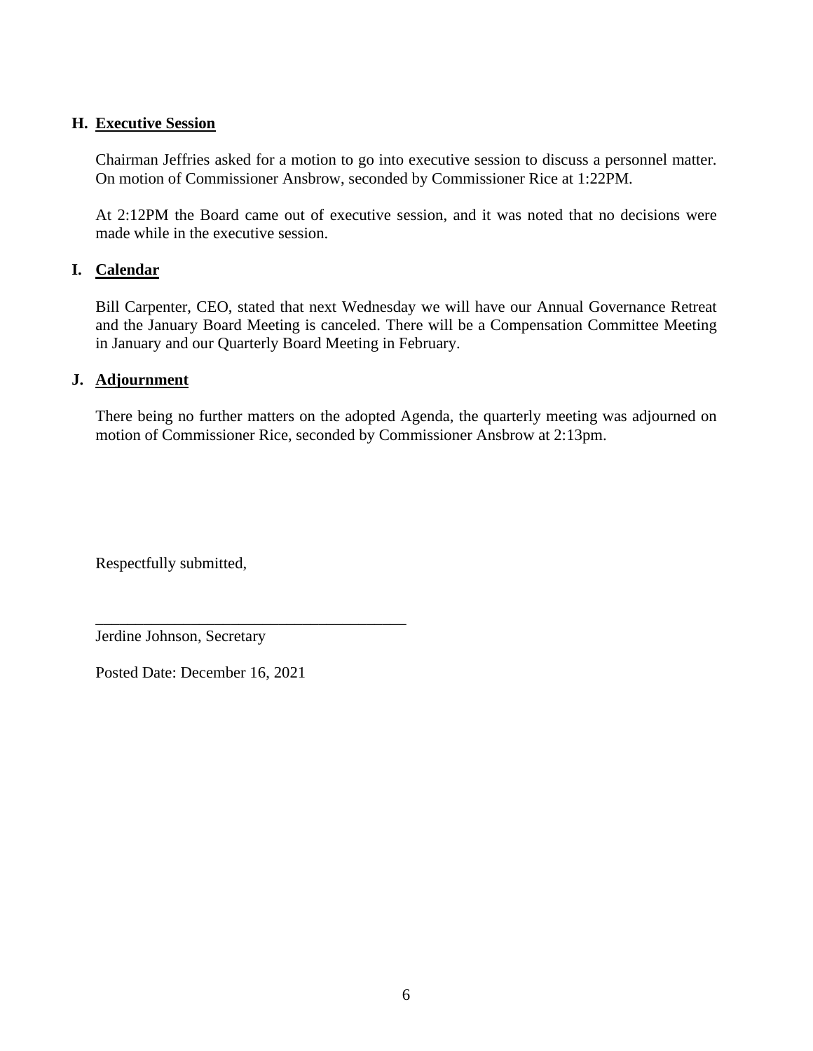## H. Executive Session

Chairman Jeffries asked for a motion to go into executive session to discuss a personnel matter. On motion of Commissioner Ansbrow, seconded by Commissioner Rice at 1:22PM.

At 2:12PM the Board came out of executive session, and it was noted that no decisions were made while in the executive session.

## I. Calendar

Bill Carpenter, CEO, stated that next Wednesday we will have our Annual Governance Retreat and the January Board Meeting is canceled. There will be a Compensation Committee Meeting in January and our Quarterly Board Meeting in February.

## J. Adjournment

There being no further matters on the adopted Agenda, the quarterly meeting was adjourned on motion of Commissioner Rice, seconded by Commissioner Ansbrow at 2:13pm.

Respectfully submitted,

________________________________________

Jerdine Johnson, Secretary

Posted Date: December 16, 2021